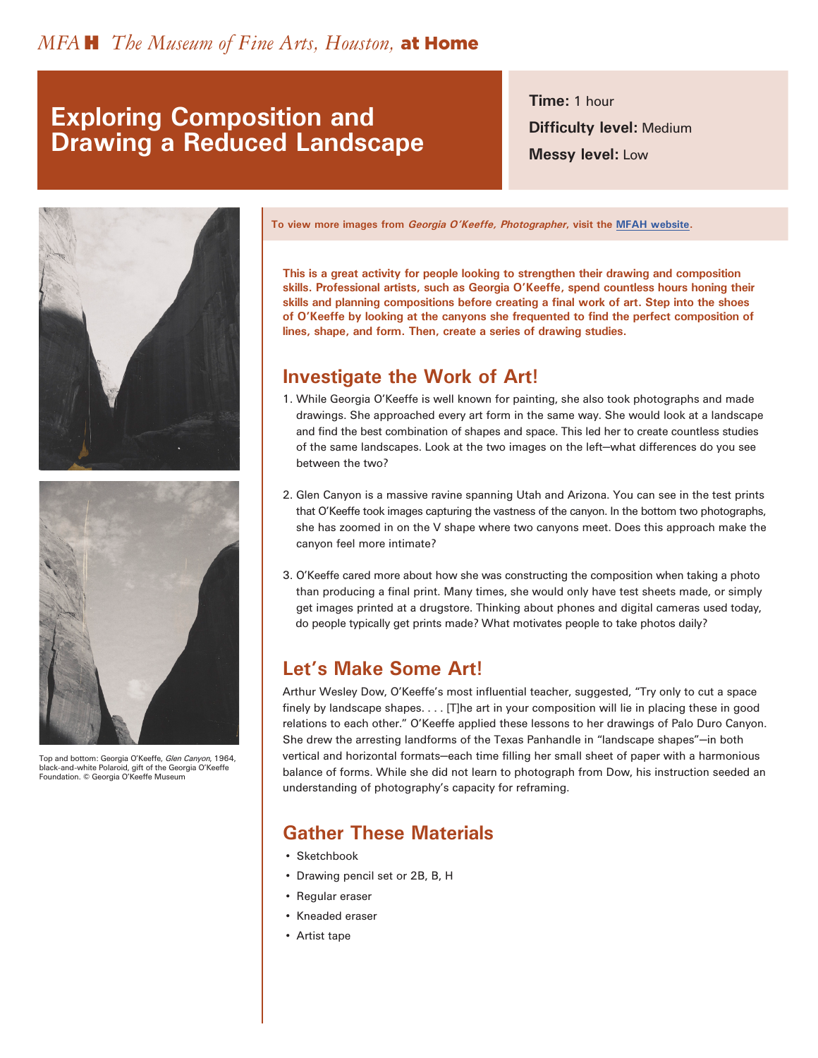*MFA* **H** *The Museum of Fine Arts, Houston,* **at Home**

# Exploring Composition and Drawing a Reduced Landscape

**Time:** 1 hour

**Difficulty level:** Medium

**Messy level:** Low

Top and bottom: Georgia O'Keeffe, *Glen Canyon*, 1964, black-and-white Polaroid, gift of the Georgia O'Keeffe Foundation. © Georgia O'Keeffe Museum

**To view more images from *Georgia O'Keeffe, Photographer*, visit the [MFAH website](#).**

**This is a great activity for people looking to strengthen their drawing and composition skills. Professional artists, such as Georgia O'Keeffe, spend countless hours honing their skills and planning compositions before creating a final work of art. Step into the shoes of O'Keeffe by looking at the canyons she frequented to find the perfect composition of lines, shape, and form. Then, create a series of drawing studies.**

## Investigate the Work of Art!

1. While Georgia O'Keeffe is well known for painting, she also took photographs and made drawings. She approached every art form in the same way. She would look at a landscape and find the best combination of shapes and space. This led her to create countless studies of the same landscapes. Look at the two images on the left—what differences do you see between the two?

2. Glen Canyon is a massive ravine spanning Utah and Arizona. You can see in the test prints that O'Keeffe took images capturing the vastness of the canyon. In the bottom two photographs, she has zoomed in on the V shape where two canyons meet. Does this approach make the canyon feel more intimate?

3. O'Keeffe cared more about how she was constructing the composition when taking a photo than producing a final print. Many times, she would only have test sheets made, or simply get images printed at a drugstore. Thinking about phones and digital cameras used today, do people typically get prints made? What motivates people to take photos daily?

## Let's Make Some Art!

Arthur Wesley Dow, O'Keeffe's most influential teacher, suggested, "Try only to cut a space finely by landscape shapes. . . . [T]he art in your composition will lie in placing these in good relations to each other." O'Keeffe applied these lessons to her drawings of Palo Duro Canyon. She drew the arresting landforms of the Texas Panhandle in "landscape shapes"—in both vertical and horizontal formats—each time filling her small sheet of paper with a harmonious balance of forms. While she did not learn to photograph from Dow, his instruction seeded an understanding of photography's capacity for reframing.

## Gather These Materials

- Sketchbook
- Drawing pencil set or 2B, B, H
- Regular eraser
- Kneaded eraser
- Artist tape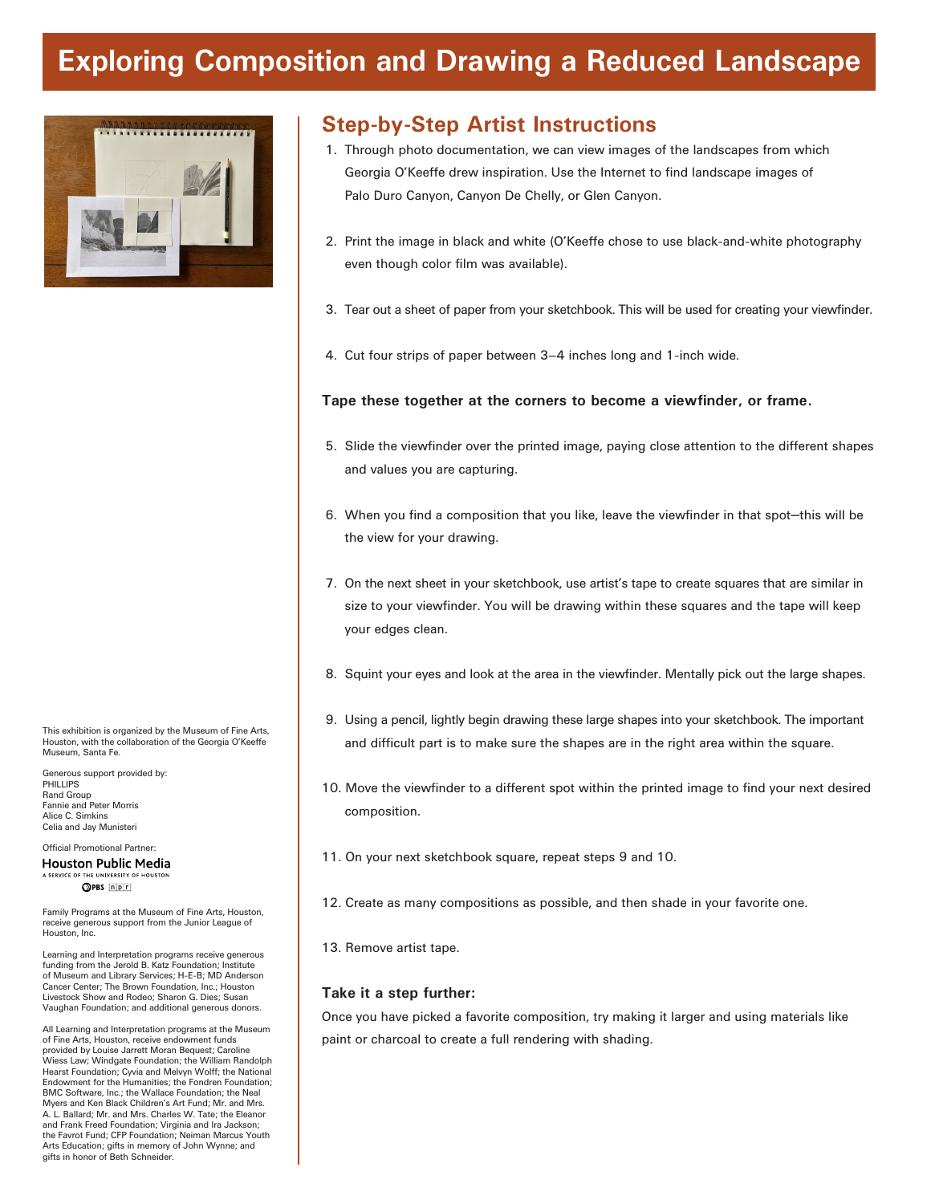# Exploring Composition and Drawing a Reduced Landscape

## Step-by-Step Artist Instructions

1. Through photo documentation, we can view images of the landscapes from which Georgia O'Keeffe drew inspiration. Use the Internet to find landscape images of Palo Duro Canyon, Canyon De Chelly, or Glen Canyon.

2. Print the image in black and white (O'Keeffe chose to use black-and-white photography even though color film was available).

3. Tear out a sheet of paper from your sketchbook. This will be used for creating your viewfinder.

4. Cut four strips of paper between 3–4 inches long and 1-inch wide.

**Tape these together at the corners to become a viewfinder, or frame.**

5. Slide the viewfinder over the printed image, paying close attention to the different shapes and values you are capturing.

6. When you find a composition that you like, leave the viewfinder in that spot—this will be the view for your drawing.

7. On the next sheet in your sketchbook, use artist's tape to create squares that are similar in size to your viewfinder. You will be drawing within these squares and the tape will keep your edges clean.

8. Squint your eyes and look at the area in the viewfinder. Mentally pick out the large shapes.

9. Using a pencil, lightly begin drawing these large shapes into your sketchbook. The important and difficult part is to make sure the shapes are in the right area within the square.

10. Move the viewfinder to a different spot within the printed image to find your next desired composition.

11. On your next sketchbook square, repeat steps 9 and 10.

12. Create as many compositions as possible, and then shade in your favorite one.

13. Remove artist tape.

### Take it a step further:

Once you have picked a favorite composition, try making it larger and using materials like paint or charcoal to create a full rendering with shading.

---

This exhibition is organized by the Museum of Fine Arts, Houston, with the collaboration of the Georgia O'Keeffe Museum, Santa Fe.

Generous support provided by:
PHILLIPS
Rand Group
Fannie and Peter Morris
Alice C. Simkins
Celia and Jay Munisteri

Official Promotional Partner:
Houston Public Media
A SERVICE OF THE UNIVERSITY OF HOUSTON
PBS npr

Family Programs at the Museum of Fine Arts, Houston, receive generous support from the Junior League of Houston, Inc.

Learning and Interpretation programs receive generous funding from the Jerold B. Katz Foundation; Institute of Museum and Library Services; H-E-B; MD Anderson Cancer Center; The Brown Foundation, Inc.; Houston Livestock Show and Rodeo; Sharon G. Dies; Susan Vaughan Foundation; and additional generous donors.

All Learning and Interpretation programs at the Museum of Fine Arts, Houston, receive endowment funds provided by Louise Jarrett Moran Bequest; Caroline Wiess Law; Windgate Foundation; the William Randolph Hearst Foundation; Cyvia and Melvyn Wolff; the National Endowment for the Humanities; the Fondren Foundation; BMC Software, Inc.; the Wallace Foundation; the Neal Myers and Ken Black Children's Art Fund; Mr. and Mrs. A. L. Ballard; Mr. and Mrs. Charles W. Tate; the Eleanor and Frank Freed Foundation; Virginia and Ira Jackson; the Favrot Fund; CFP Foundation; Neiman Marcus Youth Arts Education; gifts in memory of John Wynne; and gifts in honor of Beth Schneider.